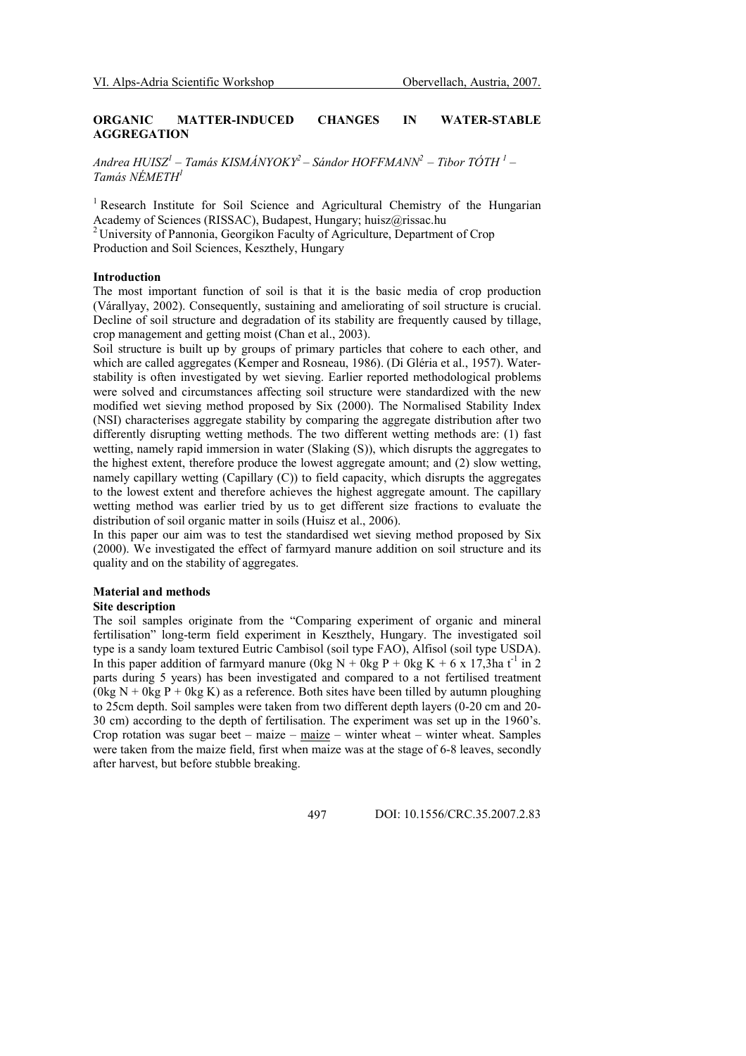# ORGANIC MATTER-INDUCED CHANGES IN WATER-STABLE AGGREGATION

*Andrea HUISZ[1] – Tamás KISMÁNYOKY[2] – Sándor HOFFMANN[2] – Tibor TÓTH [1] – Tamás NÉMETH[1]*

[1] Research Institute for Soil Science and Agricultural Chemistry of the Hungarian Academy of Sciences (RISSAC), Budapest, Hungary; huisz@rissac.hu
[2] University of Pannonia, Georgikon Faculty of Agriculture, Department of Crop Production and Soil Sciences, Keszthely, Hungary

## Introduction

The most important function of soil is that it is the basic media of crop production (Várallyay, 2002). Consequently, sustaining and ameliorating of soil structure is crucial. Decline of soil structure and degradation of its stability are frequently caused by tillage, crop management and getting moist (Chan et al., 2003).

Soil structure is built up by groups of primary particles that cohere to each other, and which are called aggregates (Kemper and Rosneau, 1986). (Di Gléria et al., 1957). Water-stability is often investigated by wet sieving. Earlier reported methodological problems were solved and circumstances affecting soil structure were standardized with the new modified wet sieving method proposed by Six (2000). The Normalised Stability Index (NSI) characterises aggregate stability by comparing the aggregate distribution after two differently disrupting wetting methods. The two different wetting methods are: (1) fast wetting, namely rapid immersion in water (Slaking (S)), which disrupts the aggregates to the highest extent, therefore produce the lowest aggregate amount; and (2) slow wetting, namely capillary wetting (Capillary (C)) to field capacity, which disrupts the aggregates to the lowest extent and therefore achieves the highest aggregate amount. The capillary wetting method was earlier tried by us to get different size fractions to evaluate the distribution of soil organic matter in soils (Huisz et al., 2006).

In this paper our aim was to test the standardised wet sieving method proposed by Six (2000). We investigated the effect of farmyard manure addition on soil structure and its quality and on the stability of aggregates.

## Material and methods

### Site description

The soil samples originate from the "Comparing experiment of organic and mineral fertilisation" long-term field experiment in Keszthely, Hungary. The investigated soil type is a sandy loam textured Eutric Cambisol (soil type FAO), Alfisol (soil type USDA). In this paper addition of farmyard manure (0kg N + 0kg P + 0kg K + 6 x 17,3ha $t^{-1}$ in 2 parts during 5 years) has been investigated and compared to a not fertilised treatment (0kg N + 0kg P + 0kg K) as a reference. Both sites have been tilled by autumn ploughing to 25cm depth. Soil samples were taken from two different depth layers (0-20 cm and 20-30 cm) according to the depth of fertilisation. The experiment was set up in the 1960's. Crop rotation was sugar beet – maize – <u>maize</u> – winter wheat – winter wheat. Samples were taken from the maize field, first when maize was at the stage of 6-8 leaves, secondly after harvest, but before stubble breaking.

DOI: 10.1556/CRC.35.2007.2.83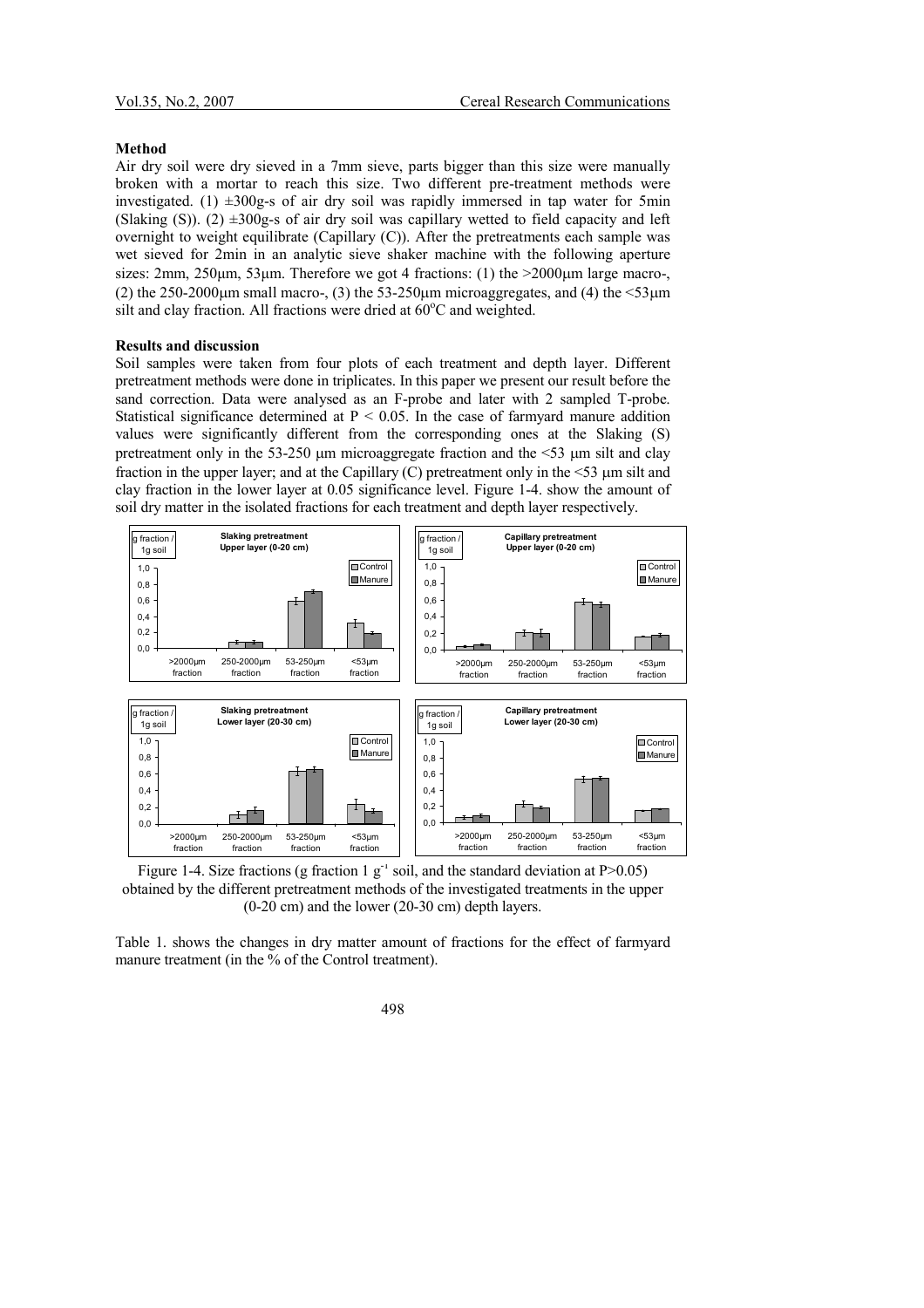### Method

Air dry soil were dry sieved in a 7mm sieve, parts bigger than this size were manually broken with a mortar to reach this size. Two different pre-treatment methods were investigated. (1) ±300g-s of air dry soil was rapidly immersed in tap water for 5min (Slaking (S)). (2) ±300g-s of air dry soil was capillary wetted to field capacity and left overnight to weight equilibrate (Capillary (C)). After the pretreatments each sample was wet sieved for 2min in an analytic sieve shaker machine with the following aperture sizes: 2mm, 250μm, 53μm. Therefore we got 4 fractions: (1) the >2000μm large macro-, (2) the 250-2000μm small macro-, (3) the 53-250μm microaggregates, and (4) the <53μm silt and clay fraction. All fractions were dried at 60°C and weighted.

### Results and discussion

Soil samples were taken from four plots of each treatment and depth layer. Different pretreatment methods were done in triplicates. In this paper we present our result before the sand correction. Data were analysed as an F-probe and later with 2 sampled T-probe. Statistical significance determined at $P < 0.05$. In the case of farmyard manure addition values were significantly different from the corresponding ones at the Slaking (S) pretreatment only in the 53-250 μm microaggregate fraction and the <53 μm silt and clay fraction in the upper layer; and at the Capillary (C) pretreatment only in the <53 μm silt and clay fraction in the lower layer at 0.05 significance level. Figure 1-4. show the amount of soil dry matter in the isolated fractions for each treatment and depth layer respectively.

Figure 1-4. Size fractions (g fraction 1 $g^{-1}$ soil, and the standard deviation at $P>0.05$) obtained by the different pretreatment methods of the investigated treatments in the upper (0-20 cm) and the lower (20-30 cm) depth layers.

Table 1. shows the changes in dry matter amount of fractions for the effect of farmyard manure treatment (in the % of the Control treatment).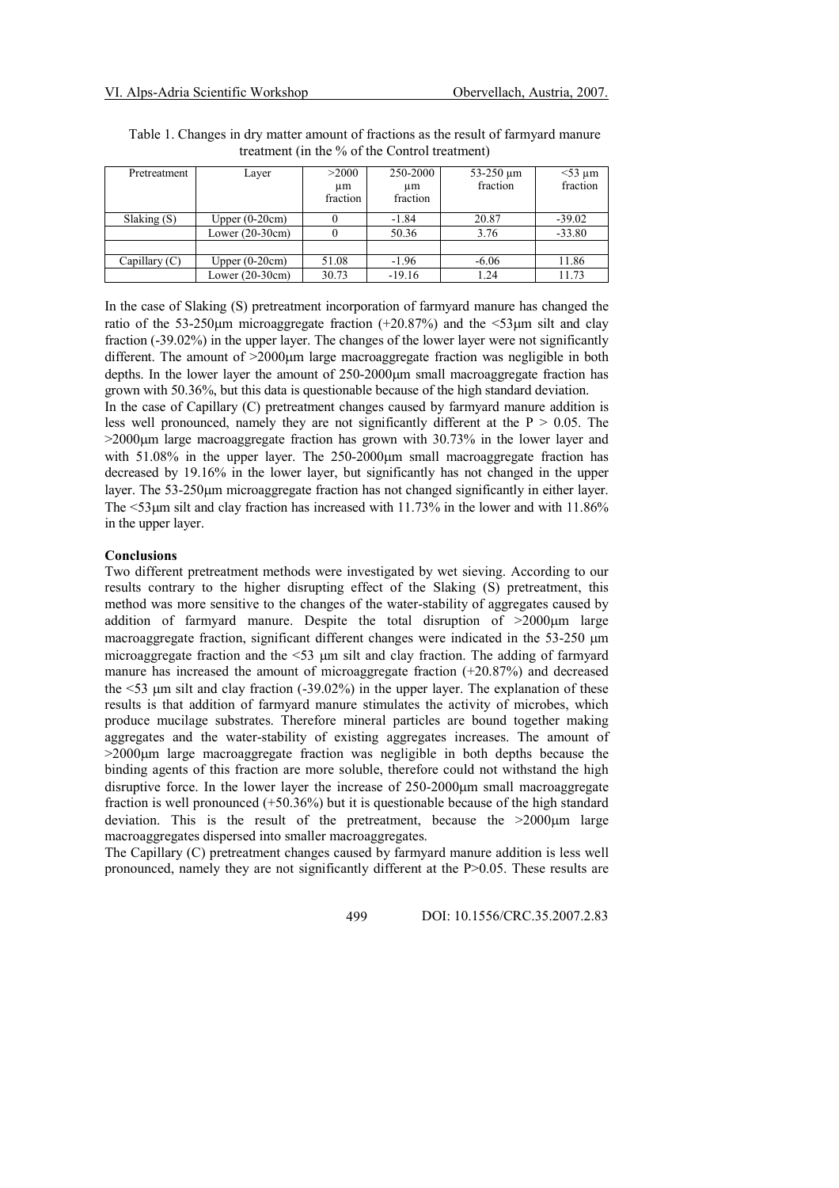Table 1. Changes in dry matter amount of fractions as the result of farmyard manure treatment (in the % of the Control treatment)

| Pretreatment | Layer | >2000 μm fraction | 250-2000 μm fraction | 53-250 μm fraction | <53 μm fraction |
|---|---|---|---|---|---|
| Slaking (S) | Upper (0-20cm) | 0 | -1.84 | 20.87 | -39.02 |
| | Lower (20-30cm) | 0 | 50.36 | 3.76 | -33.80 |
| | | | | | |
| Capillary (C) | Upper (0-20cm) | 51.08 | -1.96 | -6.06 | 11.86 |
| | Lower (20-30cm) | 30.73 | -19.16 | 1.24 | 11.73 |

In the case of Slaking (S) pretreatment incorporation of farmyard manure has changed the ratio of the 53-250μm microaggregate fraction (+20.87%) and the <53μm silt and clay fraction (-39.02%) in the upper layer. The changes of the lower layer were not significantly different. The amount of >2000μm large macroaggregate fraction was negligible in both depths. In the lower layer the amount of 250-2000μm small macroaggregate fraction has grown with 50.36%, but this data is questionable because of the high standard deviation. In the case of Capillary (C) pretreatment changes caused by farmyard manure addition is less well pronounced, namely they are not significantly different at the $P > 0.05$. The >2000μm large macroaggregate fraction has grown with 30.73% in the lower layer and with 51.08% in the upper layer. The 250-2000μm small macroaggregate fraction has decreased by 19.16% in the lower layer, but significantly has not changed in the upper layer. The 53-250μm microaggregate fraction has not changed significantly in either layer. The <53μm silt and clay fraction has increased with 11.73% in the lower and with 11.86% in the upper layer.

**Conclusions**

Two different pretreatment methods were investigated by wet sieving. According to our results contrary to the higher disrupting effect of the Slaking (S) pretreatment, this method was more sensitive to the changes of the water-stability of aggregates caused by addition of farmyard manure. Despite the total disruption of >2000μm large macroaggregate fraction, significant different changes were indicated in the 53-250 μm microaggregate fraction and the <53 μm silt and clay fraction. The adding of farmyard manure has increased the amount of microaggregate fraction (+20.87%) and decreased the <53 μm silt and clay fraction (-39.02%) in the upper layer. The explanation of these results is that addition of farmyard manure stimulates the activity of microbes, which produce mucilage substrates. Therefore mineral particles are bound together making aggregates and the water-stability of existing aggregates increases. The amount of >2000μm large macroaggregate fraction was negligible in both depths because the binding agents of this fraction are more soluble, therefore could not withstand the high disruptive force. In the lower layer the increase of 250-2000μm small macroaggregate fraction is well pronounced (+50.36%) but it is questionable because of the high standard deviation. This is the result of the pretreatment, because the >2000μm large macroaggregates dispersed into smaller macroaggregates.

The Capillary (C) pretreatment changes caused by farmyard manure addition is less well pronounced, namely they are not significantly different at the $P>0.05$. These results are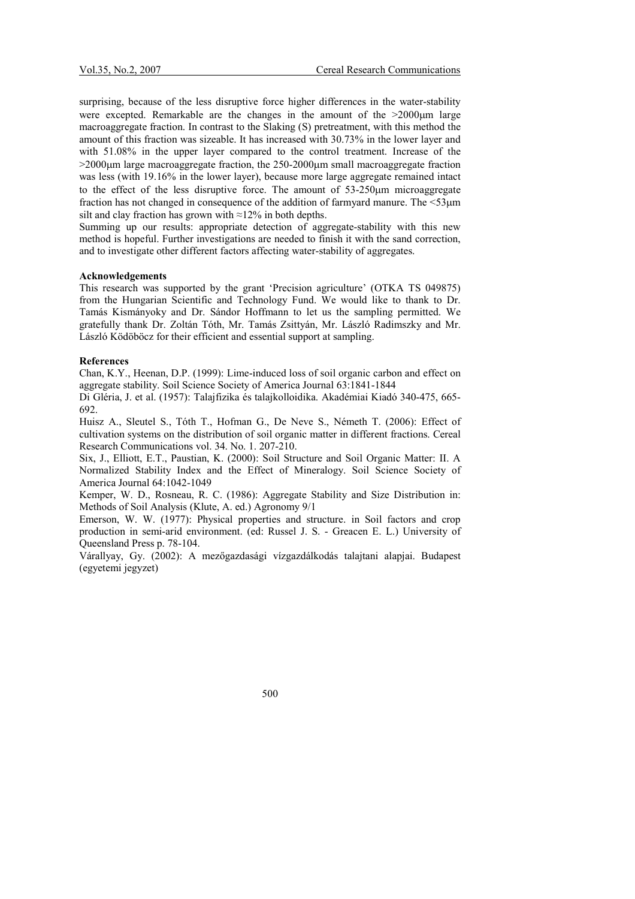surprising, because of the less disruptive force higher differences in the water-stability were excepted. Remarkable are the changes in the amount of the >2000μm large macroaggregate fraction. In contrast to the Slaking (S) pretreatment, with this method the amount of this fraction was sizeable. It has increased with 30.73% in the lower layer and with 51.08% in the upper layer compared to the control treatment. Increase of the >2000μm large macroaggregate fraction, the 250-2000μm small macroaggregate fraction was less (with 19.16% in the lower layer), because more large aggregate remained intact to the effect of the less disruptive force. The amount of 53-250μm microaggregate fraction has not changed in consequence of the addition of farmyard manure. The <53μm silt and clay fraction has grown with ≈12% in both depths.

Summing up our results: appropriate detection of aggregate-stability with this new method is hopeful. Further investigations are needed to finish it with the sand correction, and to investigate other different factors affecting water-stability of aggregates.

**Acknowledgements**

This research was supported by the grant 'Precision agriculture' (OTKA TS 049875) from the Hungarian Scientific and Technology Fund. We would like to thank to Dr. Tamás Kismányoky and Dr. Sándor Hoffmann to let us the sampling permitted. We gratefully thank Dr. Zoltán Tóth, Mr. Tamás Zsittyán, Mr. László Radimszky and Mr. László Ködöböcz for their efficient and essential support at sampling.

**References**

Chan, K.Y., Heenan, D.P. (1999): Lime-induced loss of soil organic carbon and effect on aggregate stability. Soil Science Society of America Journal 63:1841-1844

Di Gléria, J. et al. (1957): Talajfizika és talajkolloidika. Akadémiai Kiadó 340-475, 665-692.

Huisz A., Sleutel S., Tóth T., Hofman G., De Neve S., Németh T. (2006): Effect of cultivation systems on the distribution of soil organic matter in different fractions. Cereal Research Communications vol. 34. No. 1. 207-210.

Six, J., Elliott, E.T., Paustian, K. (2000): Soil Structure and Soil Organic Matter: II. A Normalized Stability Index and the Effect of Mineralogy. Soil Science Society of America Journal 64:1042-1049

Kemper, W. D., Rosneau, R. C. (1986): Aggregate Stability and Size Distribution in: Methods of Soil Analysis (Klute, A. ed.) Agronomy 9/1

Emerson, W. W. (1977): Physical properties and structure. in Soil factors and crop production in semi-arid environment. (ed: Russel J. S. - Greacen E. L.) University of Queensland Press p. 78-104.

Várallyay, Gy. (2002): A mezőgazdasági vízgazdálkodás talajtani alapjai. Budapest (egyetemi jegyzet)